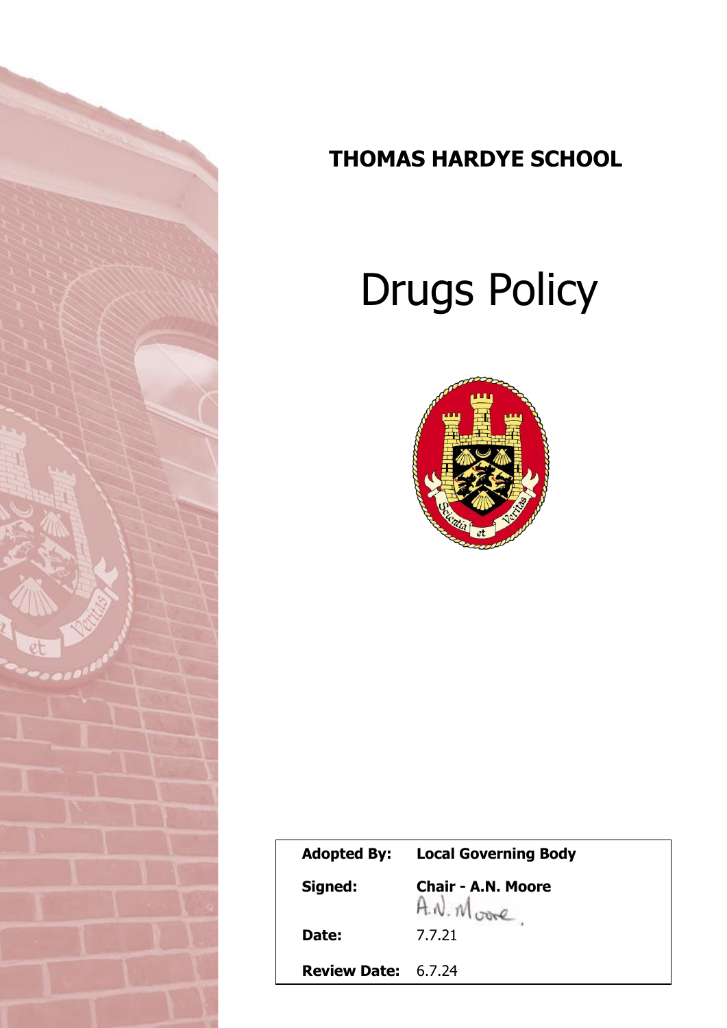# THOMAS HARDYE SCHOOL

# Drugs Policy

| | |
|---|---|
| **Adopted By:** | **Local Governing Body** |
| **Signed:** | **Chair - A.N. Moore** |
| **Date:** | 7.7.21 |
| **Review Date:** | 6.7.24 |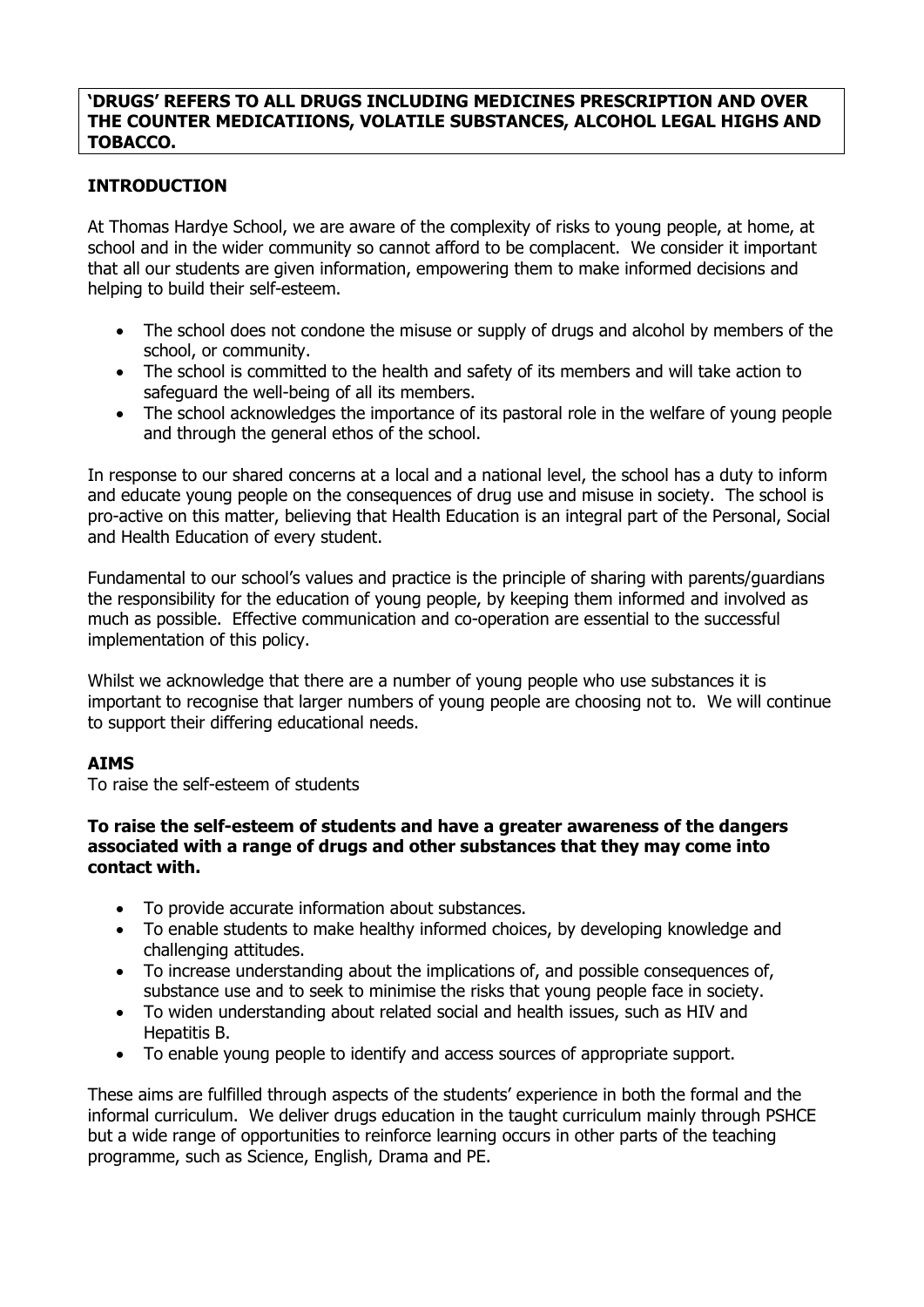**'DRUGS' REFERS TO ALL DRUGS INCLUDING MEDICINES PRESCRIPTION AND OVER THE COUNTER MEDICATIIONS, VOLATILE SUBSTANCES, ALCOHOL LEGAL HIGHS AND TOBACCO.**

## INTRODUCTION

At Thomas Hardye School, we are aware of the complexity of risks to young people, at home, at school and in the wider community so cannot afford to be complacent. We consider it important that all our students are given information, empowering them to make informed decisions and helping to build their self-esteem.

- The school does not condone the misuse or supply of drugs and alcohol by members of the school, or community.
- The school is committed to the health and safety of its members and will take action to safeguard the well-being of all its members.
- The school acknowledges the importance of its pastoral role in the welfare of young people and through the general ethos of the school.

In response to our shared concerns at a local and a national level, the school has a duty to inform and educate young people on the consequences of drug use and misuse in society. The school is pro-active on this matter, believing that Health Education is an integral part of the Personal, Social and Health Education of every student.

Fundamental to our school's values and practice is the principle of sharing with parents/guardians the responsibility for the education of young people, by keeping them informed and involved as much as possible. Effective communication and co-operation are essential to the successful implementation of this policy.

Whilst we acknowledge that there are a number of young people who use substances it is important to recognise that larger numbers of young people are choosing not to. We will continue to support their differing educational needs.

## AIMS

To raise the self-esteem of students

**To raise the self-esteem of students and have a greater awareness of the dangers associated with a range of drugs and other substances that they may come into contact with.**

- To provide accurate information about substances.
- To enable students to make healthy informed choices, by developing knowledge and challenging attitudes.
- To increase understanding about the implications of, and possible consequences of, substance use and to seek to minimise the risks that young people face in society.
- To widen understanding about related social and health issues, such as HIV and Hepatitis B.
- To enable young people to identify and access sources of appropriate support.

These aims are fulfilled through aspects of the students' experience in both the formal and the informal curriculum. We deliver drugs education in the taught curriculum mainly through PSHCE but a wide range of opportunities to reinforce learning occurs in other parts of the teaching programme, such as Science, English, Drama and PE.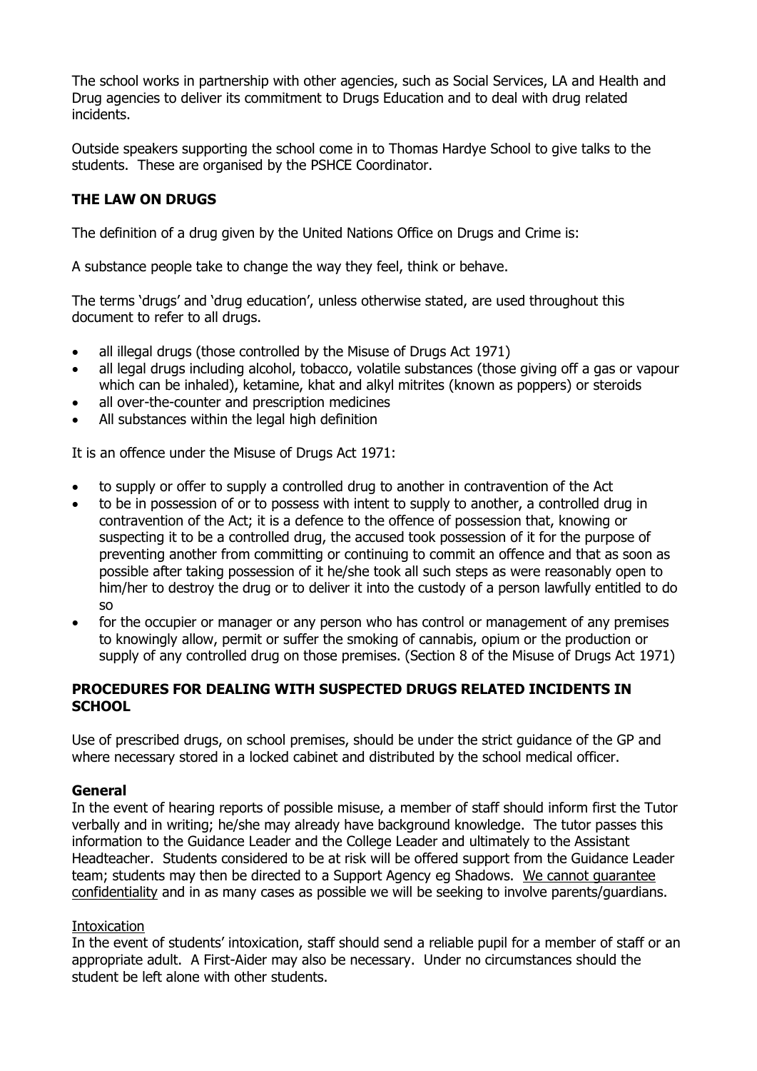The school works in partnership with other agencies, such as Social Services, LA and Health and Drug agencies to deliver its commitment to Drugs Education and to deal with drug related incidents.

Outside speakers supporting the school come in to Thomas Hardye School to give talks to the students. These are organised by the PSHCE Coordinator.

## THE LAW ON DRUGS

The definition of a drug given by the United Nations Office on Drugs and Crime is:

A substance people take to change the way they feel, think or behave.

The terms 'drugs' and 'drug education', unless otherwise stated, are used throughout this document to refer to all drugs.

- all illegal drugs (those controlled by the Misuse of Drugs Act 1971)
- all legal drugs including alcohol, tobacco, volatile substances (those giving off a gas or vapour which can be inhaled), ketamine, khat and alkyl mitrites (known as poppers) or steroids
- all over-the-counter and prescription medicines
- All substances within the legal high definition

It is an offence under the Misuse of Drugs Act 1971:

- to supply or offer to supply a controlled drug to another in contravention of the Act
- to be in possession of or to possess with intent to supply to another, a controlled drug in contravention of the Act; it is a defence to the offence of possession that, knowing or suspecting it to be a controlled drug, the accused took possession of it for the purpose of preventing another from committing or continuing to commit an offence and that as soon as possible after taking possession of it he/she took all such steps as were reasonably open to him/her to destroy the drug or to deliver it into the custody of a person lawfully entitled to do so
- for the occupier or manager or any person who has control or management of any premises to knowingly allow, permit or suffer the smoking of cannabis, opium or the production or supply of any controlled drug on those premises. (Section 8 of the Misuse of Drugs Act 1971)

## PROCEDURES FOR DEALING WITH SUSPECTED DRUGS RELATED INCIDENTS IN SCHOOL

Use of prescribed drugs, on school premises, should be under the strict guidance of the GP and where necessary stored in a locked cabinet and distributed by the school medical officer.

### General

In the event of hearing reports of possible misuse, a member of staff should inform first the Tutor verbally and in writing; he/she may already have background knowledge. The tutor passes this information to the Guidance Leader and the College Leader and ultimately to the Assistant Headteacher. Students considered to be at risk will be offered support from the Guidance Leader team; students may then be directed to a Support Agency eg Shadows. We cannot guarantee confidentiality and in as many cases as possible we will be seeking to involve parents/guardians.

Intoxication

In the event of students' intoxication, staff should send a reliable pupil for a member of staff or an appropriate adult. A First-Aider may also be necessary. Under no circumstances should the student be left alone with other students.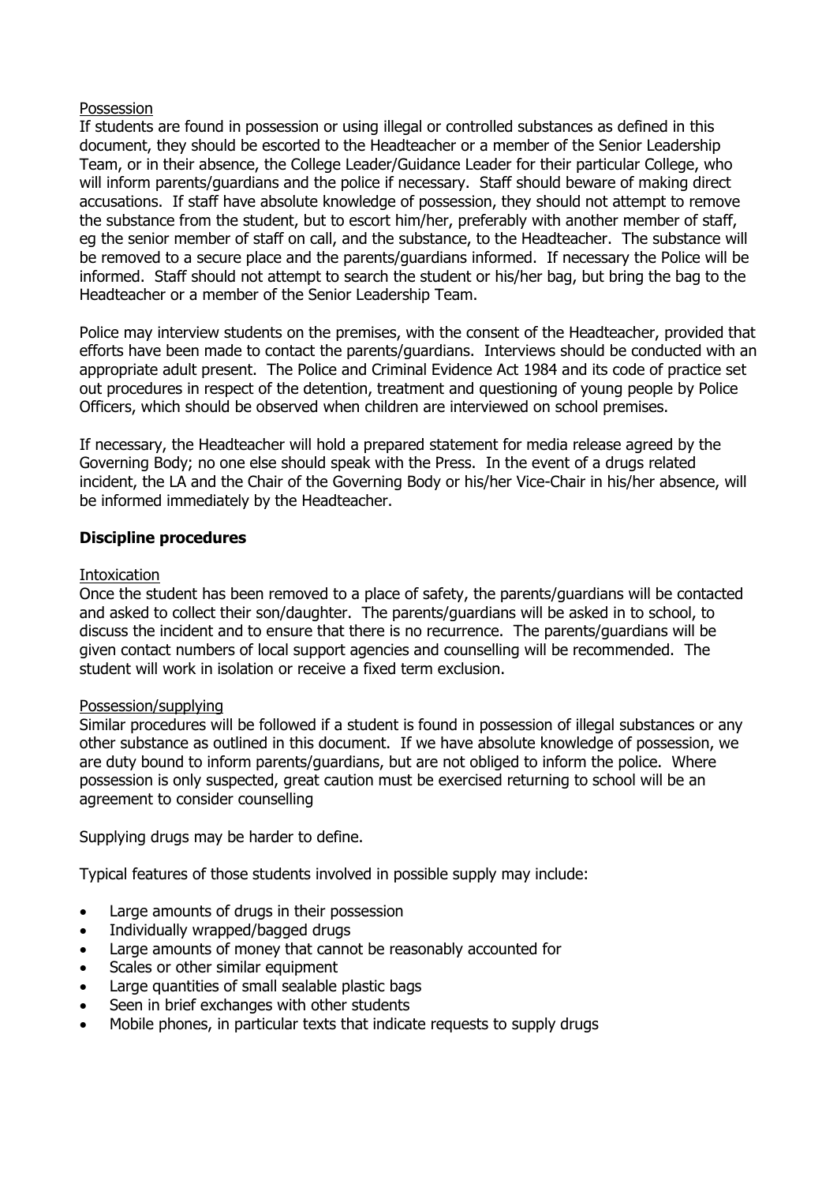Possession

If students are found in possession or using illegal or controlled substances as defined in this document, they should be escorted to the Headteacher or a member of the Senior Leadership Team, or in their absence, the College Leader/Guidance Leader for their particular College, who will inform parents/guardians and the police if necessary. Staff should beware of making direct accusations. If staff have absolute knowledge of possession, they should not attempt to remove the substance from the student, but to escort him/her, preferably with another member of staff, eg the senior member of staff on call, and the substance, to the Headteacher. The substance will be removed to a secure place and the parents/guardians informed. If necessary the Police will be informed. Staff should not attempt to search the student or his/her bag, but bring the bag to the Headteacher or a member of the Senior Leadership Team.

Police may interview students on the premises, with the consent of the Headteacher, provided that efforts have been made to contact the parents/guardians. Interviews should be conducted with an appropriate adult present. The Police and Criminal Evidence Act 1984 and its code of practice set out procedures in respect of the detention, treatment and questioning of young people by Police Officers, which should be observed when children are interviewed on school premises.

If necessary, the Headteacher will hold a prepared statement for media release agreed by the Governing Body; no one else should speak with the Press. In the event of a drugs related incident, the LA and the Chair of the Governing Body or his/her Vice-Chair in his/her absence, will be informed immediately by the Headteacher.

**Discipline procedures**

Intoxication

Once the student has been removed to a place of safety, the parents/guardians will be contacted and asked to collect their son/daughter. The parents/guardians will be asked in to school, to discuss the incident and to ensure that there is no recurrence. The parents/guardians will be given contact numbers of local support agencies and counselling will be recommended. The student will work in isolation or receive a fixed term exclusion.

Possession/supplying

Similar procedures will be followed if a student is found in possession of illegal substances or any other substance as outlined in this document. If we have absolute knowledge of possession, we are duty bound to inform parents/guardians, but are not obliged to inform the police. Where possession is only suspected, great caution must be exercised returning to school will be an agreement to consider counselling

Supplying drugs may be harder to define.

Typical features of those students involved in possible supply may include:

- Large amounts of drugs in their possession
- Individually wrapped/bagged drugs
- Large amounts of money that cannot be reasonably accounted for
- Scales or other similar equipment
- Large quantities of small sealable plastic bags
- Seen in brief exchanges with other students
- Mobile phones, in particular texts that indicate requests to supply drugs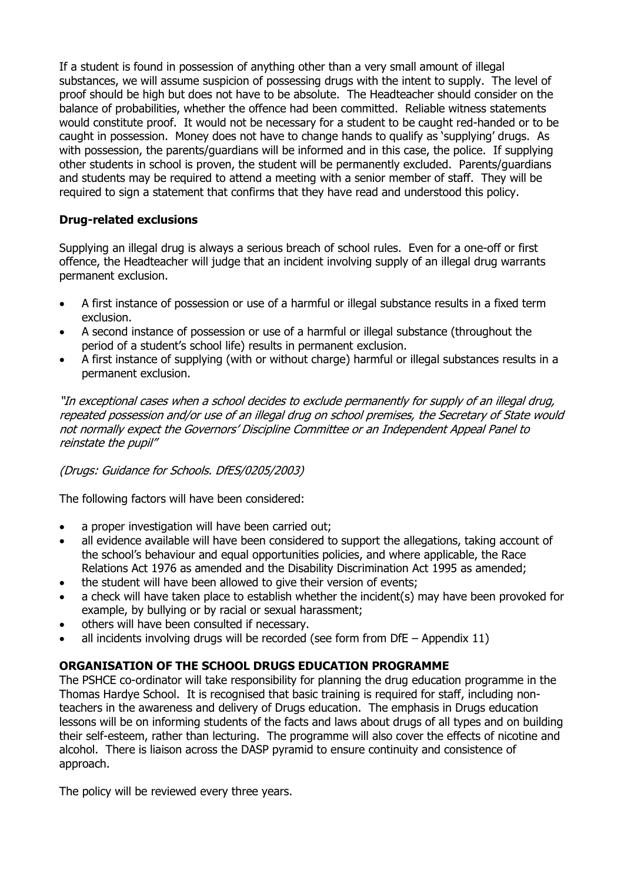If a student is found in possession of anything other than a very small amount of illegal substances, we will assume suspicion of possessing drugs with the intent to supply. The level of proof should be high but does not have to be absolute. The Headteacher should consider on the balance of probabilities, whether the offence had been committed. Reliable witness statements would constitute proof. It would not be necessary for a student to be caught red-handed or to be caught in possession. Money does not have to change hands to qualify as 'supplying' drugs. As with possession, the parents/guardians will be informed and in this case, the police. If supplying other students in school is proven, the student will be permanently excluded. Parents/guardians and students may be required to attend a meeting with a senior member of staff. They will be required to sign a statement that confirms that they have read and understood this policy.

### Drug-related exclusions

Supplying an illegal drug is always a serious breach of school rules. Even for a one-off or first offence, the Headteacher will judge that an incident involving supply of an illegal drug warrants permanent exclusion.

- A first instance of possession or use of a harmful or illegal substance results in a fixed term exclusion.
- A second instance of possession or use of a harmful or illegal substance (throughout the period of a student's school life) results in permanent exclusion.
- A first instance of supplying (with or without charge) harmful or illegal substances results in a permanent exclusion.

*"In exceptional cases when a school decides to exclude permanently for supply of an illegal drug, repeated possession and/or use of an illegal drug on school premises, the Secretary of State would not normally expect the Governors' Discipline Committee or an Independent Appeal Panel to reinstate the pupil"*

*(Drugs: Guidance for Schools. DfES/0205/2003)*

The following factors will have been considered:

- a proper investigation will have been carried out;
- all evidence available will have been considered to support the allegations, taking account of the school's behaviour and equal opportunities policies, and where applicable, the Race Relations Act 1976 as amended and the Disability Discrimination Act 1995 as amended;
- the student will have been allowed to give their version of events;
- a check will have taken place to establish whether the incident(s) may have been provoked for example, by bullying or by racial or sexual harassment;
- others will have been consulted if necessary.
- all incidents involving drugs will be recorded (see form from DfE – Appendix 11)

### ORGANISATION OF THE SCHOOL DRUGS EDUCATION PROGRAMME

The PSHCE co-ordinator will take responsibility for planning the drug education programme in the Thomas Hardye School. It is recognised that basic training is required for staff, including non-teachers in the awareness and delivery of Drugs education. The emphasis in Drugs education lessons will be on informing students of the facts and laws about drugs of all types and on building their self-esteem, rather than lecturing. The programme will also cover the effects of nicotine and alcohol. There is liaison across the DASP pyramid to ensure continuity and consistence of approach.

The policy will be reviewed every three years.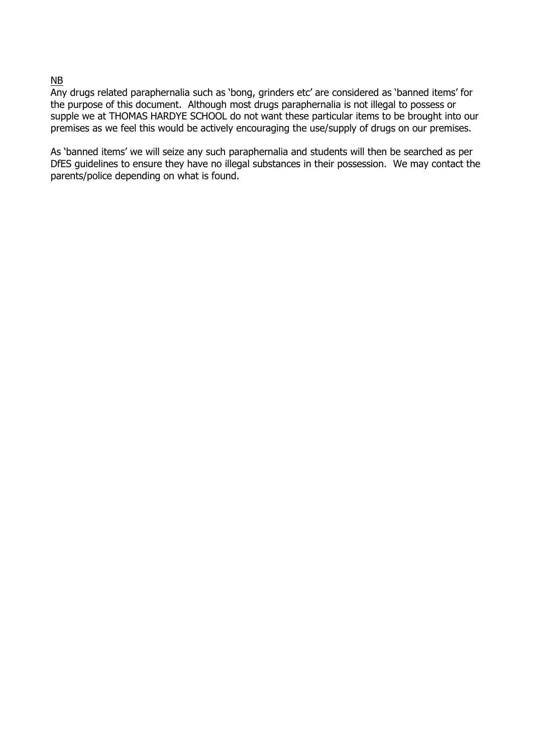<u>NB</u>

Any drugs related paraphernalia such as 'bong, grinders etc' are considered as 'banned items' for the purpose of this document. Although most drugs paraphernalia is not illegal to possess or supple we at THOMAS HARDYE SCHOOL do not want these particular items to be brought into our premises as we feel this would be actively encouraging the use/supply of drugs on our premises.

As 'banned items' we will seize any such paraphernalia and students will then be searched as per DfES guidelines to ensure they have no illegal substances in their possession. We may contact the parents/police depending on what is found.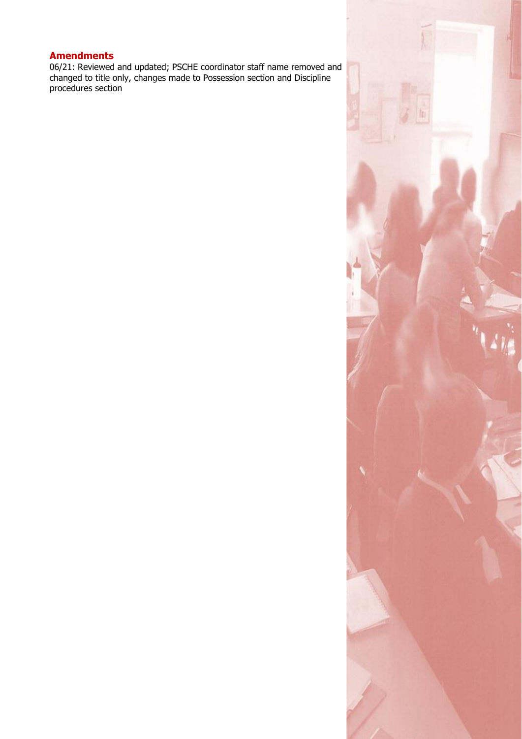## Amendments

06/21: Reviewed and updated; PSCHE coordinator staff name removed and changed to title only, changes made to Possession section and Discipline procedures section